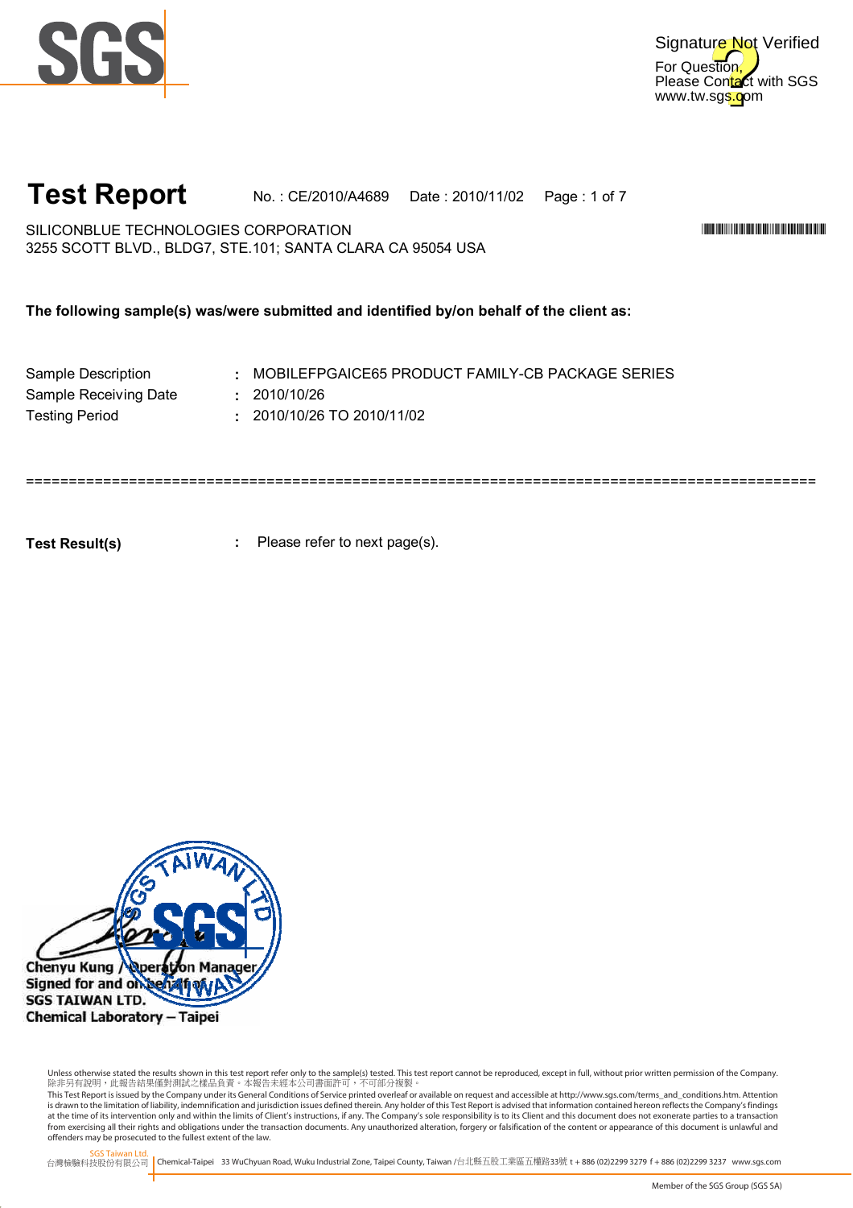# Test Report

No. : CE/2010/A4689    Date : 2010/11/02

SILICONBLUE TECHNOLOGIES CORPORATION
3255 SCOTT BLVD., BLDG7, STE.101; SANTA CLARA CA 95054 USA

**The following sample(s) was/were submitted and identified by/on behalf of the client as:**

| | | |
|---|---|---|
| Sample Description | : | MOBILEFPGAICE65 PRODUCT FAMILY-CB PACKAGE SERIES |
| Sample Receiving Date | : | 2010/10/26 |
| Testing Period | : | 2010/10/26 TO 2010/11/02 |

==========================================================================================

**Test Result(s)** : Please refer to next page(s).

Chenyu Kung / Operation Manager
Signed for and on behalf of
SGS TAIWAN LTD.
Chemical Laboratory – Taipei

Unless otherwise stated the results shown in this test report refer only to the sample(s) tested. This test report cannot be reproduced, except in full, without prior written permission of the Company.
除非另有說明，此報告結果僅對測試之樣品負責。本報告未經本公司書面許可，不可部分複製。
This Test Report is issued by the Company under its General Conditions of Service printed overleaf or available on request and accessible at http://www.sgs.com/terms_and_conditions.htm. Attention is drawn to the limitation of liability, indemnification and jurisdiction issues defined therein. Any holder of this Test Report is advised that information contained hereon reflects the Company's findings at the time of its intervention only and within the limits of Client's instructions, if any. The Company's sole responsibility is to its Client and this document does not exonerate parties to a transaction from exercising all their rights and obligations under the transaction documents. Any unauthorized alteration, forgery or falsification of the content or appearance of this document is unlawful and offenders may be prosecuted to the fullest extent of the law.

SGS Taiwan Ltd. 台灣檢驗科技股份有限公司 | Chemical-Taipei 33 WuChyuan Road, Wuku Industrial Zone, Taipei County, Taiwan /台北縣五股工業區五權路33號 t + 886 (02)2299 3279 f + 886 (02)2299 3237 www.sgs.com

Member of the SGS Group (SGS SA)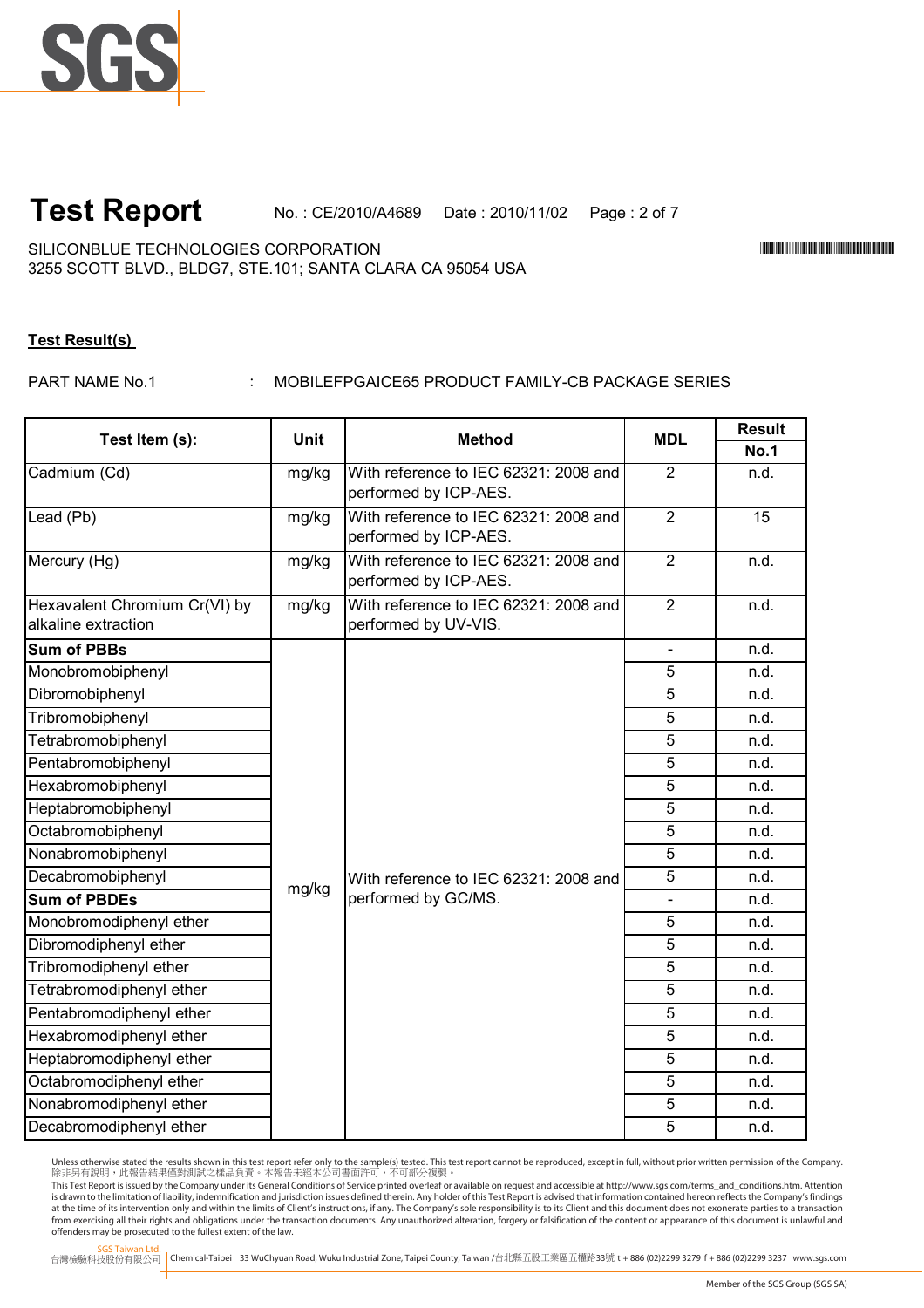# Test Report

No. : CE/2010/A4689 Date : 2010/11/02

SILICONBLUE TECHNOLOGIES CORPORATION
3255 SCOTT BLVD., BLDG7, STE.101; SANTA CLARA CA 95054 USA

**Test Result(s)**

PART NAME No.1 : MOBILEFPGAICE65 PRODUCT FAMILY-CB PACKAGE SERIES

| Test Item (s): | Unit | Method | MDL | Result |
|---|---|---|---|---|
| | | | | **No.1** |
| Cadmium (Cd) | mg/kg | With reference to IEC 62321: 2008 and performed by ICP-AES. | 2 | n.d. |
| Lead (Pb) | mg/kg | With reference to IEC 62321: 2008 and performed by ICP-AES. | 2 | 15 |
| Mercury (Hg) | mg/kg | With reference to IEC 62321: 2008 and performed by ICP-AES. | 2 | n.d. |
| Hexavalent Chromium Cr(VI) by alkaline extraction | mg/kg | With reference to IEC 62321: 2008 and performed by UV-VIS. | 2 | n.d. |
| **Sum of PBBs** | mg/kg | With reference to IEC 62321: 2008 and performed by GC/MS. | - | n.d. |
| Monobromobiphenyl | | | 5 | n.d. |
| Dibromobiphenyl | | | 5 | n.d. |
| Tribromobiphenyl | | | 5 | n.d. |
| Tetrabromobiphenyl | | | 5 | n.d. |
| Pentabromobiphenyl | | | 5 | n.d. |
| Hexabromobiphenyl | | | 5 | n.d. |
| Heptabromobiphenyl | | | 5 | n.d. |
| Octabromobiphenyl | | | 5 | n.d. |
| Nonabromobiphenyl | | | 5 | n.d. |
| Decabromobiphenyl | | | 5 | n.d. |
| **Sum of PBDEs** | | | - | n.d. |
| Monobromodiphenyl ether | | | 5 | n.d. |
| Dibromodiphenyl ether | | | 5 | n.d. |
| Tribromodiphenyl ether | | | 5 | n.d. |
| Tetrabromodiphenyl ether | | | 5 | n.d. |
| Pentabromodiphenyl ether | | | 5 | n.d. |
| Hexabromodiphenyl ether | | | 5 | n.d. |
| Heptabromodiphenyl ether | | | 5 | n.d. |
| Octabromodiphenyl ether | | | 5 | n.d. |
| Nonabromodiphenyl ether | | | 5 | n.d. |
| Decabromodiphenyl ether | | | 5 | n.d. |

Unless otherwise stated the results shown in this test report refer only to the sample(s) tested. This test report cannot be reproduced, except in full, without prior written permission of the Company.
除非另有說明，此報告結果僅對測試之樣品負責。本報告未經本公司書面許可，不可部分複製。
This Test Report is issued by the Company under its General Conditions of Service printed overleaf or available on request and accessible at http://www.sgs.com/terms_and_conditions.htm. Attention is drawn to the limitation of liability, indemnification and jurisdiction issues defined therein. Any holder of this Test Report is advised that information contained hereon reflects the Company's findings at the time of its intervention only and within the limits of Client's instructions, if any. The Company's sole responsibility is to its Client and this document does not exonerate parties to a transaction from exercising all their rights and obligations under the transaction documents. Any unauthorized alteration, forgery or falsification of the content or appearance of this document is unlawful and offenders may be prosecuted to the fullest extent of the law.

SGS Taiwan Ltd. 台灣檢驗科技股份有限公司 | Chemical-Taipei 33 WuChyuan Road, Wuku Industrial Zone, Taipei County, Taiwan /台北縣五股工業區五權路33號 t + 886 (02)2299 3279 f + 886 (02)2299 3237 www.sgs.com

Member of the SGS Group (SGS SA)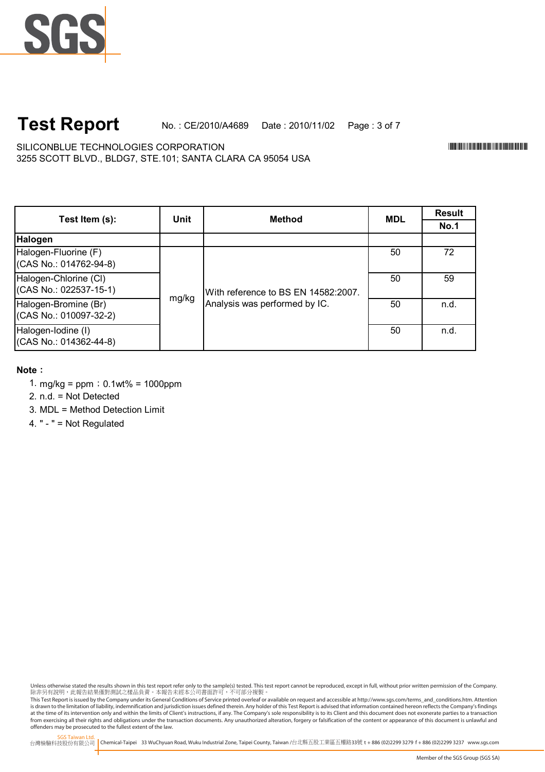# Test Report

No. : CE/2010/A4689 Date : 2010/11/02

SILICONBLUE TECHNOLOGIES CORPORATION
3255 SCOTT BLVD., BLDG7, STE.101; SANTA CLARA CA 95054 USA

| Test Item (s): | Unit | Method | MDL | Result |
|---|---|---|---|---|
| | | | | No.1 |
| **Halogen** | | | | |
| Halogen-Fluorine (F) (CAS No.: 014762-94-8) | mg/kg | With reference to BS EN 14582:2007. Analysis was performed by IC. | 50 | 72 |
| Halogen-Chlorine (Cl) (CAS No.: 022537-15-1) | mg/kg | With reference to BS EN 14582:2007. Analysis was performed by IC. | 50 | 59 |
| Halogen-Bromine (Br) (CAS No.: 010097-32-2) | mg/kg | With reference to BS EN 14582:2007. Analysis was performed by IC. | 50 | n.d. |
| Halogen-Iodine (I) (CAS No.: 014362-44-8) | mg/kg | With reference to BS EN 14582:2007. Analysis was performed by IC. | 50 | n.d. |

**Note：**

1. mg/kg = ppm；0.1wt% = 1000ppm
2. n.d. = Not Detected
3. MDL = Method Detection Limit
4. " - " = Not Regulated

Unless otherwise stated the results shown in this test report refer only to the sample(s) tested. This test report cannot be reproduced, except in full, without prior written permission of the Company.
除非另有說明，此報告結果僅對測試之樣品負責。本報告未經本公司書面許可，不可部分複製。
This Test Report is issued by the Company under its General Conditions of Service printed overleaf or available on request and accessible at http://www.sgs.com/terms_and_conditions.htm. Attention is drawn to the limitation of liability, indemnification and jurisdiction issues defined therein. Any holder of this Test Report is advised that information contained hereon reflects the Company's findings at the time of its intervention only and within the limits of Client's instructions, if any. The Company's sole responsibility is to its Client and this document does not exonerate parties to a transaction from exercising all their rights and obligations under the transaction documents. Any unauthorized alteration, forgery or falsification of the content or appearance of this document is unlawful and offenders may be prosecuted to the fullest extent of the law.

SGS Taiwan Ltd.
台灣檢驗科技股份有限公司 | Chemical-Taipei 33 WuChyuan Road, Wuku Industrial Zone, Taipei County, Taiwan /台北縣五股工業區五權路33號 t + 886 (02)2299 3279 f + 886 (02)2299 3237 www.sgs.com

Member of the SGS Group (SGS SA)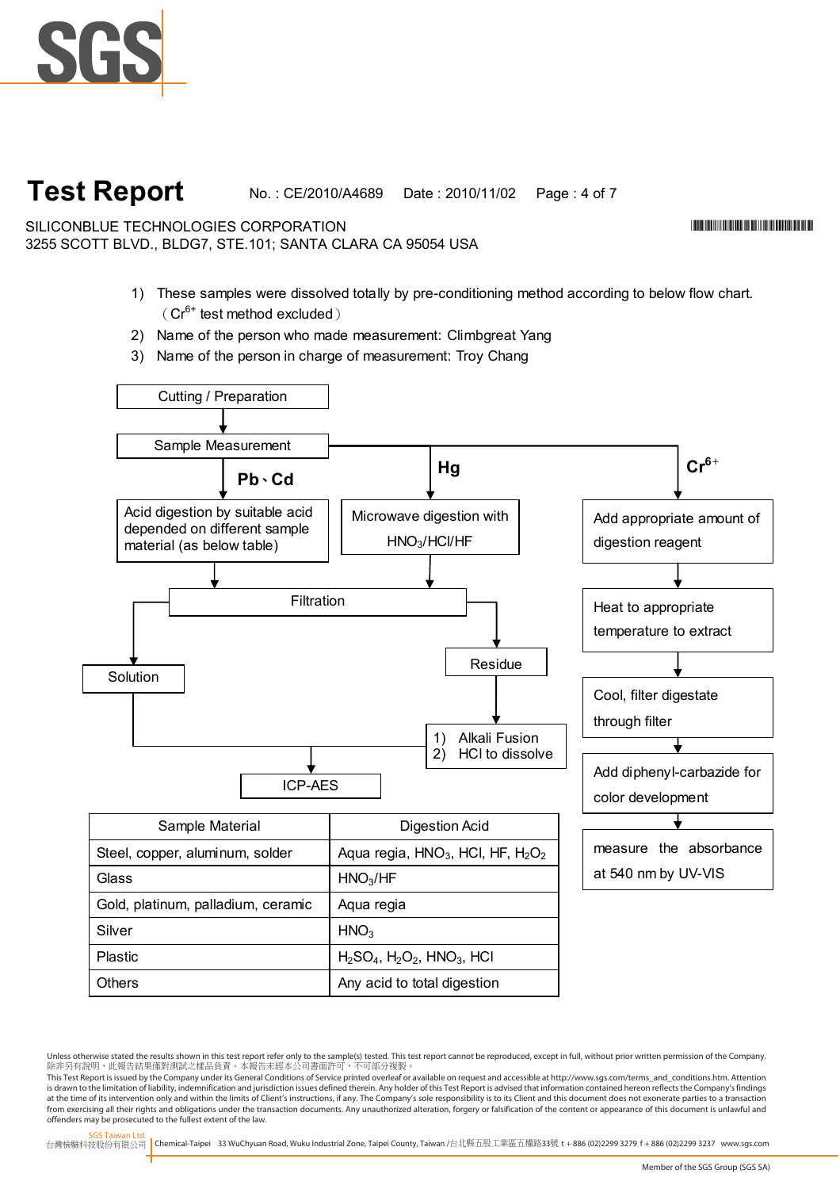# Test Report

No. : CE/2010/A4689 Date : 2010/11/02

SILICONBLUE TECHNOLOGIES CORPORATION
3255 SCOTT BLVD., BLDG7, STE.101; SANTA CLARA CA 95054 USA

1) These samples were dissolved totally by pre-conditioning method according to below flow chart. （$Cr^{6+}$ test method excluded）
2) Name of the person who made measurement: Climbgreat Yang
3) Name of the person in charge of measurement: Troy Chang

Cutting / Preparation
→ Sample Measurement

**Pb、Cd**
→ Acid digestion by suitable acid depended on different sample material (as below table)
→ Filtration

**Hg**
→ Microwave digestion with $HNO_3$/HCl/HF
→ Filtration

Filtration → Solution → ICP-AES
Filtration → Residue → 1) Alkali Fusion 2) HCl to dissolve → ICP-AES

**$Cr^{6+}$**
→ Add appropriate amount of digestion reagent
→ Heat to appropriate temperature to extract
→ Cool, filter digestate through filter
→ Add diphenyl-carbazide for color development
→ measure the absorbance at 540 nm by UV-VIS

| Sample Material | Digestion Acid |
|---|---|
| Steel, copper, aluminum, solder | Aqua regia, $HNO_3$, HCl, HF, $H_2O_2$ |
| Glass | $HNO_3$/HF |
| Gold, platinum, palladium, ceramic | Aqua regia |
| Silver | $HNO_3$ |
| Plastic | $H_2SO_4$, $H_2O_2$, $HNO_3$, HCl |
| Others | Any acid to total digestion |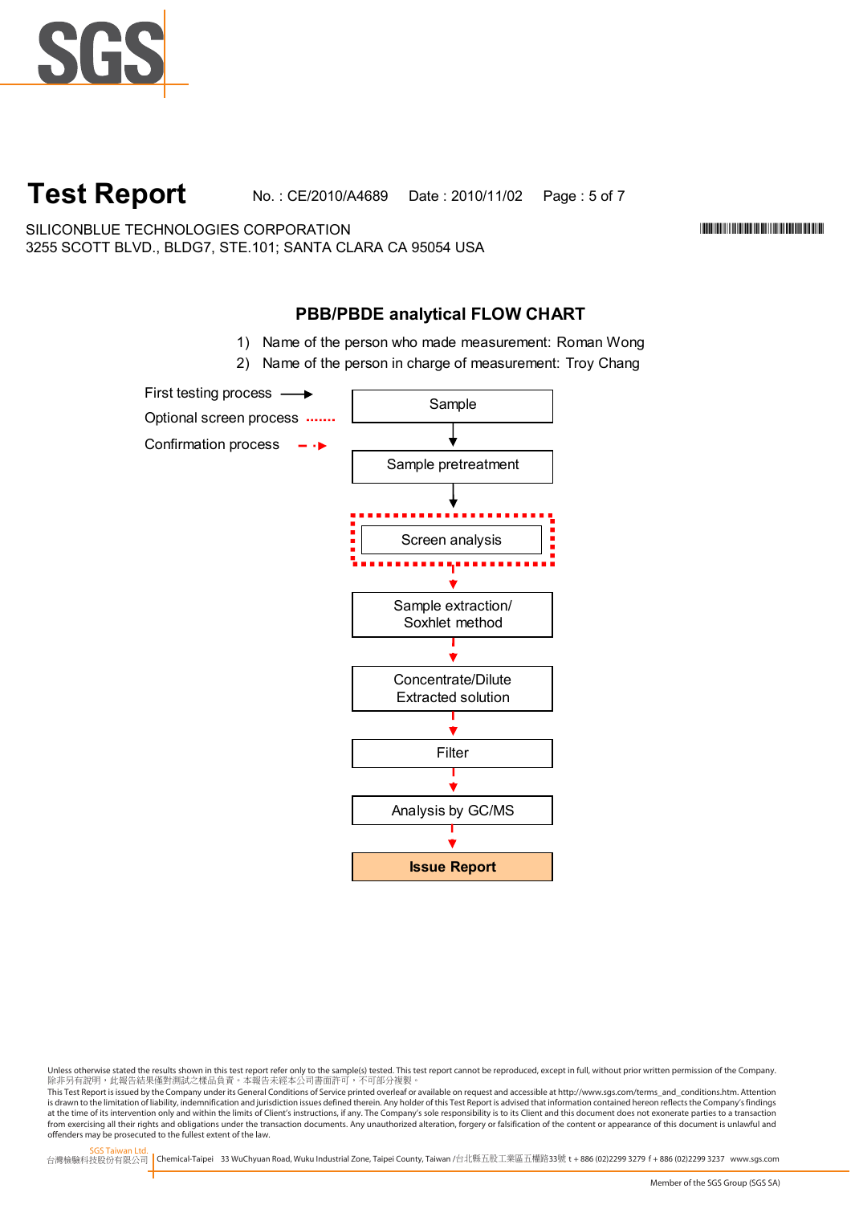# Test Report

No. : CE/2010/A4689 Date : 2010/11/02

SILICONBLUE TECHNOLOGIES CORPORATION
3255 SCOTT BLVD., BLDG7, STE.101; SANTA CLARA CA 95054 USA

## PBB/PBDE analytical FLOW CHART

1) Name of the person who made measurement: Roman Wong
2) Name of the person in charge of measurement: Troy Chang

First testing process →
Optional screen process ·······
Confirmation process - ·▸

Sample
↓
Sample pretreatment
↓
Screen analysis
↓
Sample extraction/ Soxhlet method
↓
Concentrate/Dilute Extracted solution
↓
Filter
↓
Analysis by GC/MS
↓
**Issue Report**

Unless otherwise stated the results shown in this test report refer only to the sample(s) tested. This test report cannot be reproduced, except in full, without prior written permission of the Company.
除非另有說明，此報告結果僅對測試之樣品負責。本報告未經本公司書面許可，不可部分複製。
This Test Report is issued by the Company under its General Conditions of Service printed overleaf or available on request and accessible at http://www.sgs.com/terms_and_conditions.htm. Attention is drawn to the limitation of liability, indemnification and jurisdiction issues defined therein. Any holder of this Test Report is advised that information contained hereon reflects the Company's findings at the time of its intervention only and within the limits of Client's instructions, if any. The Company's sole responsibility is to its Client and this document does not exonerate parties to a transaction from exercising all their rights and obligations under the transaction documents. Any unauthorized alteration, forgery or falsification of the content or appearance of this document is unlawful and offenders may be prosecuted to the fullest extent of the law.

SGS Taiwan Ltd.
台灣檢驗科技股份有限公司 | Chemical-Taipei 33 WuChyuan Road, Wuku Industrial Zone, Taipei County, Taiwan /台北縣五股工業區五權路33號 t + 886 (02)2299 3279 f + 886 (02)2299 3237 www.sgs.com

Member of the SGS Group (SGS SA)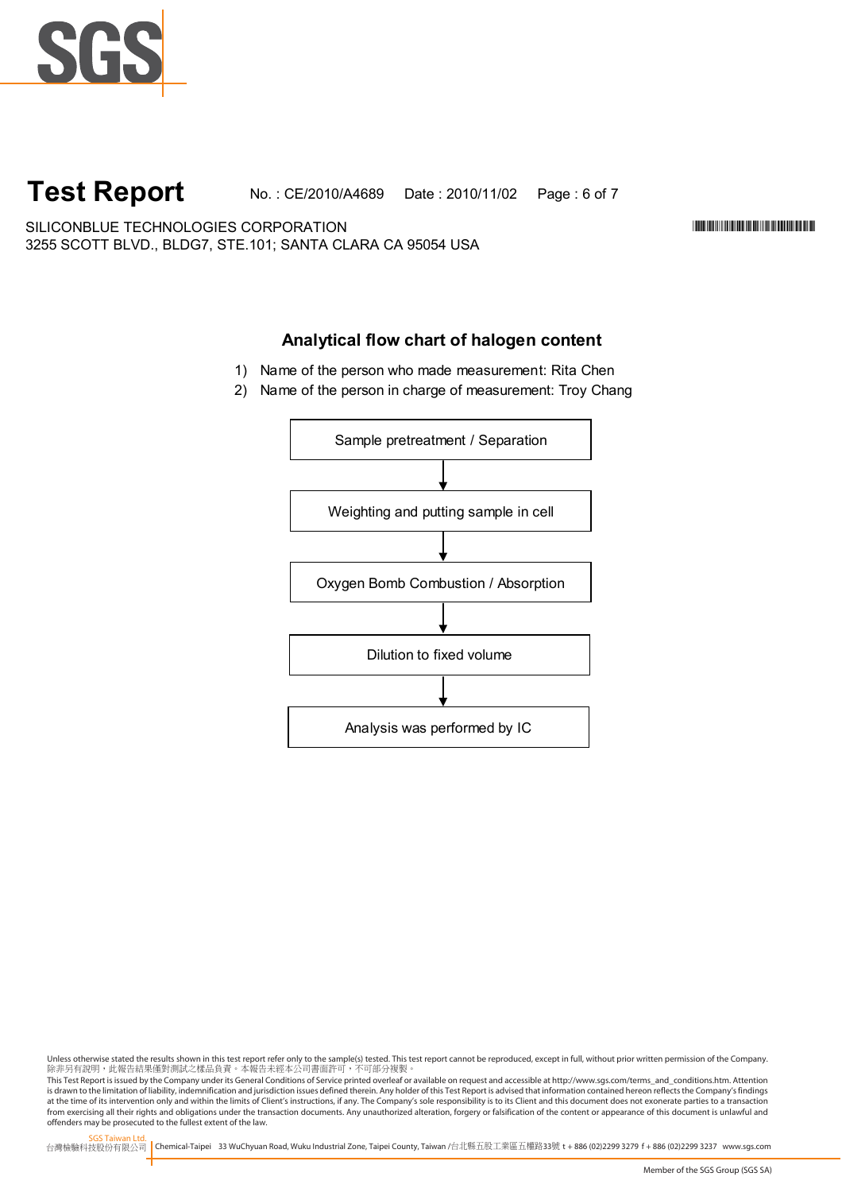# Test Report

No. : CE/2010/A4689 Date : 2010/11/02

SILICONBLUE TECHNOLOGIES CORPORATION
3255 SCOTT BLVD., BLDG7, STE.101; SANTA CLARA CA 95054 USA

## Analytical flow chart of halogen content

1) Name of the person who made measurement: Rita Chen
2) Name of the person in charge of measurement: Troy Chang

Sample pretreatment / Separation

↓

Weighting and putting sample in cell

↓

Oxygen Bomb Combustion / Absorption

↓

Dilution to fixed volume

↓

Analysis was performed by IC

Unless otherwise stated the results shown in this test report refer only to the sample(s) tested. This test report cannot be reproduced, except in full, without prior written permission of the Company.
除非另有說明，此報告結果僅對測試之樣品負責。本報告未經本公司書面許可，不可部分複製。
This Test Report is issued by the Company under its General Conditions of Service printed overleaf or available on request and accessible at http://www.sgs.com/terms_and_conditions.htm. Attention is drawn to the limitation of liability, indemnification and jurisdiction issues defined therein. Any holder of this Test Report is advised that information contained hereon reflects the Company's findings at the time of its intervention only and within the limits of Client's instructions, if any. The Company's sole responsibility is to its Client and this document does not exonerate parties to a transaction from exercising all their rights and obligations under the transaction documents. Any unauthorized alteration, forgery or falsification of the content or appearance of this document is unlawful and offenders may be prosecuted to the fullest extent of the law.

SGS Taiwan Ltd.
台灣檢驗科技股份有限公司 | Chemical-Taipei 33 WuChyuan Road, Wuku Industrial Zone, Taipei County, Taiwan /台北縣五股工業區五權路33號 t + 886 (02)2299 3279 f + 886 (02)2299 3237 www.sgs.com

Member of the SGS Group (SGS SA)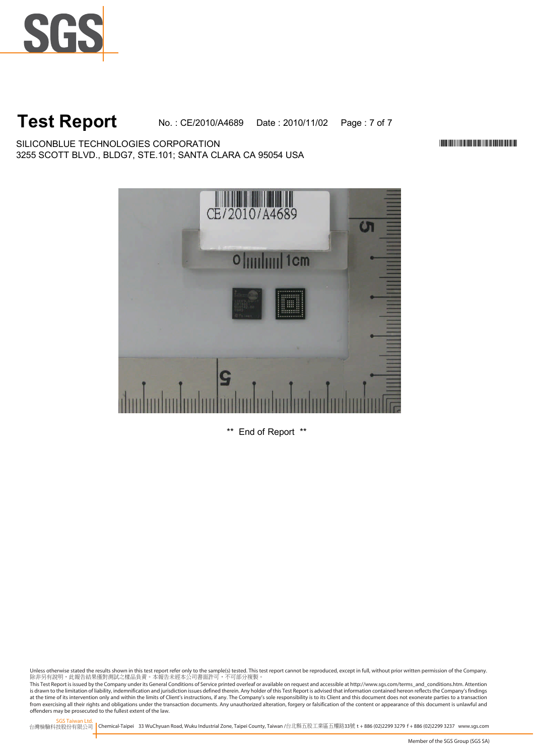# Test Report

No. : CE/2010/A4689 Date : 2010/11/02

SILICONBLUE TECHNOLOGIES CORPORATION
3255 SCOTT BLVD., BLDG7, STE.101; SANTA CLARA CA 95054 USA

\*\* End of Report \*\*

Unless otherwise stated the results shown in this test report refer only to the sample(s) tested. This test report cannot be reproduced, except in full, without prior written permission of the Company.
除非另有說明，此報告結果僅對測試之樣品負責。本報告未經本公司書面許可，不可部分複製。
This Test Report is issued by the Company under its General Conditions of Service printed overleaf or available on request and accessible at http://www.sgs.com/terms_and_conditions.htm. Attention is drawn to the limitation of liability, indemnification and jurisdiction issues defined therein. Any holder of this Test Report is advised that information contained hereon reflects the Company's findings at the time of its intervention only and within the limits of Client's instructions, if any. The Company's sole responsibility is to its Client and this document does not exonerate parties to a transaction from exercising all their rights and obligations under the transaction documents. Any unauthorized alteration, forgery or falsification of the content or appearance of this document is unlawful and offenders may be prosecuted to the fullest extent of the law.

SGS Taiwan Ltd.
台灣檢驗科技股份有限公司 | Chemical-Taipei 33 WuChyuan Road, Wuku Industrial Zone, Taipei County, Taiwan /台北縣五股工業區五權路33號 t + 886 (02)2299 3279 f + 886 (02)2299 3237 www.sgs.com

Member of the SGS Group (SGS SA)